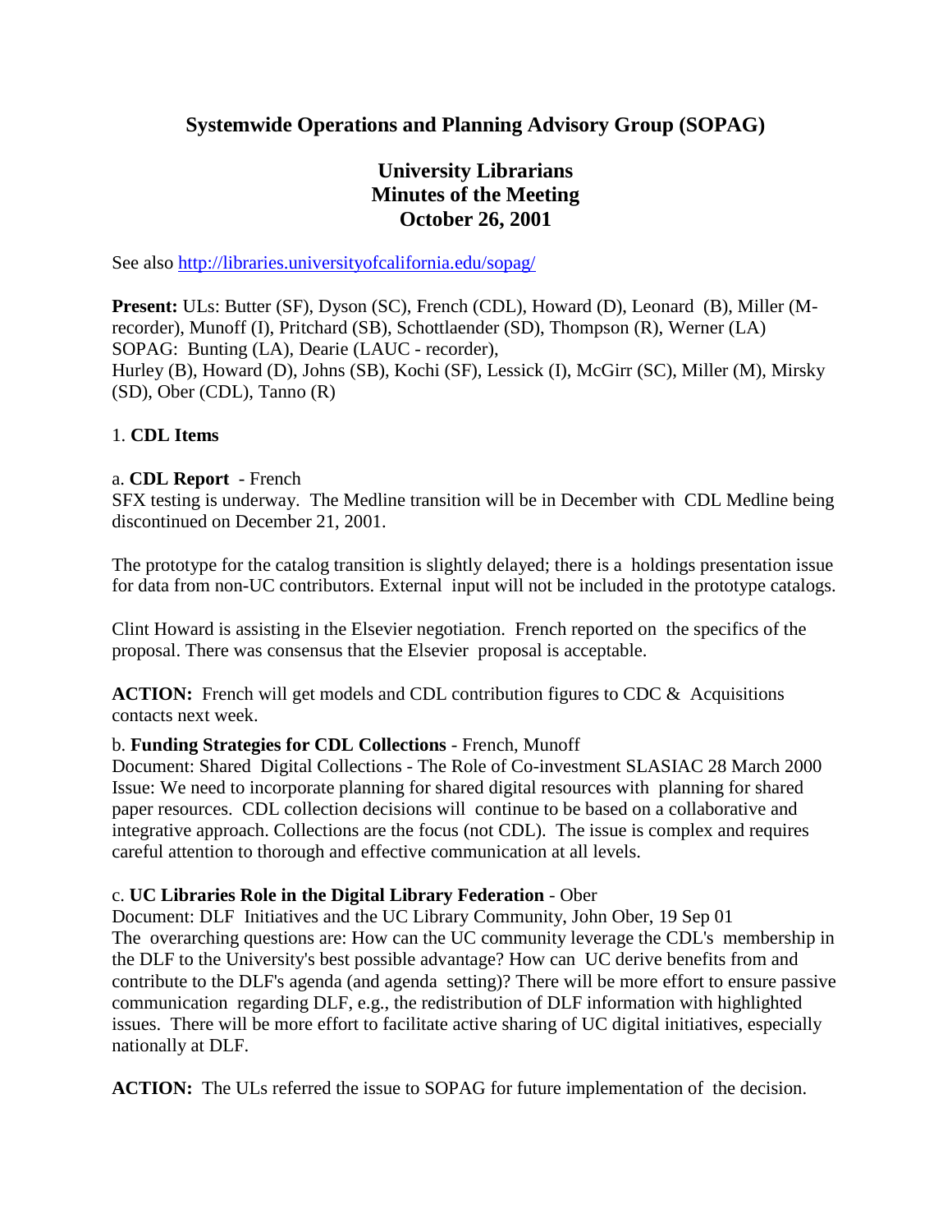# Systemwide Operations and Planning Advisory Group (SOPAG)

## University Librarians
## Minutes of the Meeting
## October 26, 2001

See also http://libraries.universityofcalifornia.edu/sopag/

**Present:** ULs: Butter (SF), Dyson (SC), French (CDL), Howard (D), Leonard (B), Miller (M-recorder), Munoff (I), Pritchard (SB), Schottlaender (SD), Thompson (R), Werner (LA)
SOPAG: Bunting (LA), Dearie (LAUC - recorder),
Hurley (B), Howard (D), Johns (SB), Kochi (SF), Lessick (I), McGirr (SC), Miller (M), Mirsky (SD), Ober (CDL), Tanno (R)

1. **CDL Items**

a. **CDL Report** - French
SFX testing is underway. The Medline transition will be in December with CDL Medline being discontinued on December 21, 2001.

The prototype for the catalog transition is slightly delayed; there is a holdings presentation issue for data from non-UC contributors. External input will not be included in the prototype catalogs.

Clint Howard is assisting in the Elsevier negotiation. French reported on the specifics of the proposal. There was consensus that the Elsevier proposal is acceptable.

**ACTION:** French will get models and CDL contribution figures to CDC & Acquisitions contacts next week.

b. **Funding Strategies for CDL Collections** - French, Munoff
Document: Shared Digital Collections - The Role of Co-investment SLASIAC 28 March 2000
Issue: We need to incorporate planning for shared digital resources with planning for shared paper resources. CDL collection decisions will continue to be based on a collaborative and integrative approach. Collections are the focus (not CDL). The issue is complex and requires careful attention to thorough and effective communication at all levels.

c. **UC Libraries Role in the Digital Library Federation** - Ober
Document: DLF Initiatives and the UC Library Community, John Ober, 19 Sep 01
The overarching questions are: How can the UC community leverage the CDL's membership in the DLF to the University's best possible advantage? How can UC derive benefits from and contribute to the DLF's agenda (and agenda setting)? There will be more effort to ensure passive communication regarding DLF, e.g., the redistribution of DLF information with highlighted issues. There will be more effort to facilitate active sharing of UC digital initiatives, especially nationally at DLF.

**ACTION:** The ULs referred the issue to SOPAG for future implementation of the decision.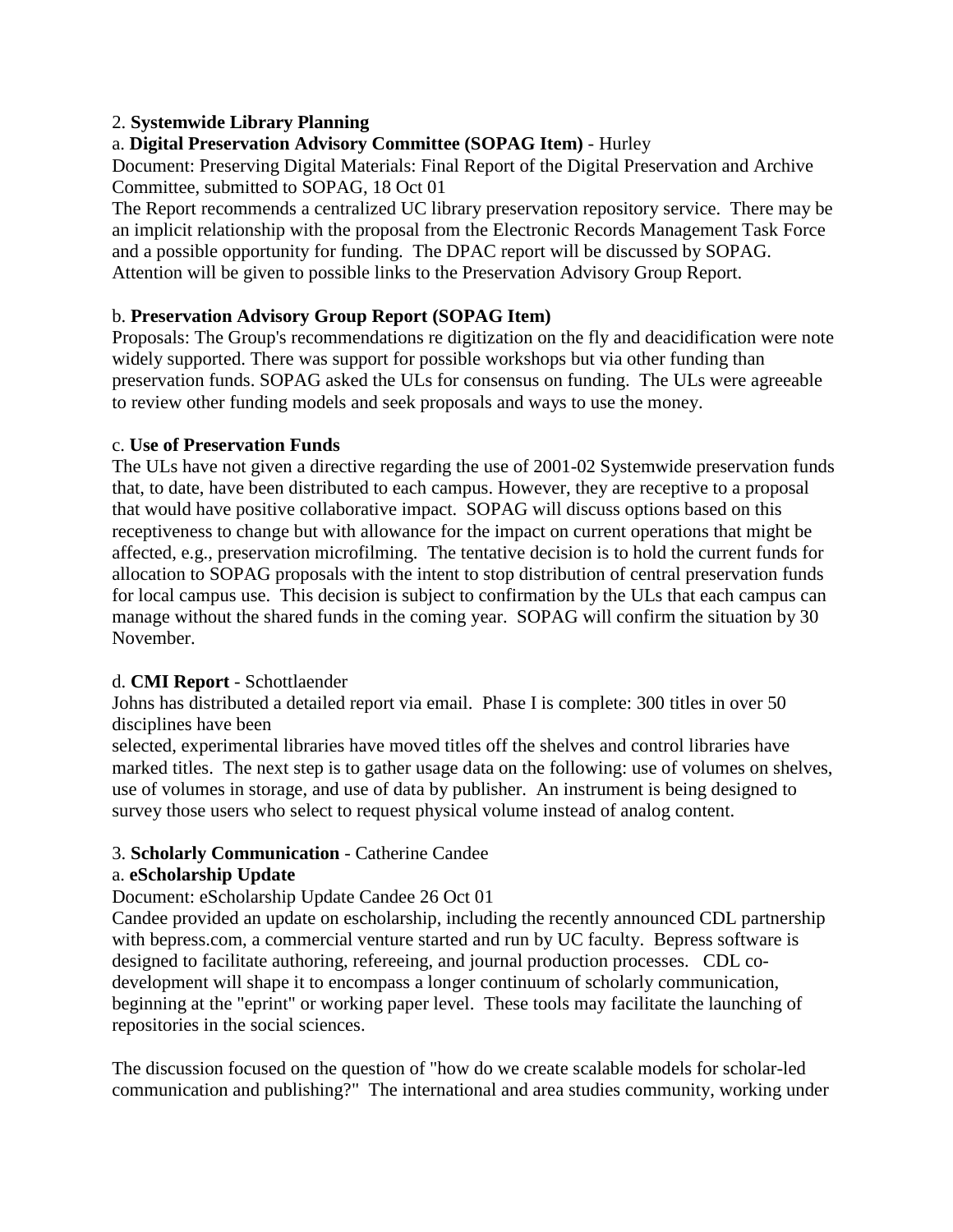2. **Systemwide Library Planning**

a. **Digital Preservation Advisory Committee (SOPAG Item)** - Hurley

Document: Preserving Digital Materials: Final Report of the Digital Preservation and Archive Committee, submitted to SOPAG, 18 Oct 01

The Report recommends a centralized UC library preservation repository service. There may be an implicit relationship with the proposal from the Electronic Records Management Task Force and a possible opportunity for funding. The DPAC report will be discussed by SOPAG. Attention will be given to possible links to the Preservation Advisory Group Report.

b. **Preservation Advisory Group Report (SOPAG Item)**

Proposals: The Group's recommendations re digitization on the fly and deacidification were note widely supported. There was support for possible workshops but via other funding than preservation funds. SOPAG asked the ULs for consensus on funding. The ULs were agreeable to review other funding models and seek proposals and ways to use the money.

c. **Use of Preservation Funds**

The ULs have not given a directive regarding the use of 2001-02 Systemwide preservation funds that, to date, have been distributed to each campus. However, they are receptive to a proposal that would have positive collaborative impact. SOPAG will discuss options based on this receptiveness to change but with allowance for the impact on current operations that might be affected, e.g., preservation microfilming. The tentative decision is to hold the current funds for allocation to SOPAG proposals with the intent to stop distribution of central preservation funds for local campus use. This decision is subject to confirmation by the ULs that each campus can manage without the shared funds in the coming year. SOPAG will confirm the situation by 30 November.

d. **CMI Report** - Schottlaender

Johns has distributed a detailed report via email. Phase I is complete: 300 titles in over 50 disciplines have been selected, experimental libraries have moved titles off the shelves and control libraries have marked titles. The next step is to gather usage data on the following: use of volumes on shelves, use of volumes in storage, and use of data by publisher. An instrument is being designed to survey those users who select to request physical volume instead of analog content.

3. **Scholarly Communication** - Catherine Candee

a. **eScholarship Update**

Document: eScholarship Update Candee 26 Oct 01

Candee provided an update on escholarship, including the recently announced CDL partnership with bepress.com, a commercial venture started and run by UC faculty. Bepress software is designed to facilitate authoring, refereeing, and journal production processes. CDL co-development will shape it to encompass a longer continuum of scholarly communication, beginning at the "eprint" or working paper level. These tools may facilitate the launching of repositories in the social sciences.

The discussion focused on the question of "how do we create scalable models for scholar-led communication and publishing?" The international and area studies community, working under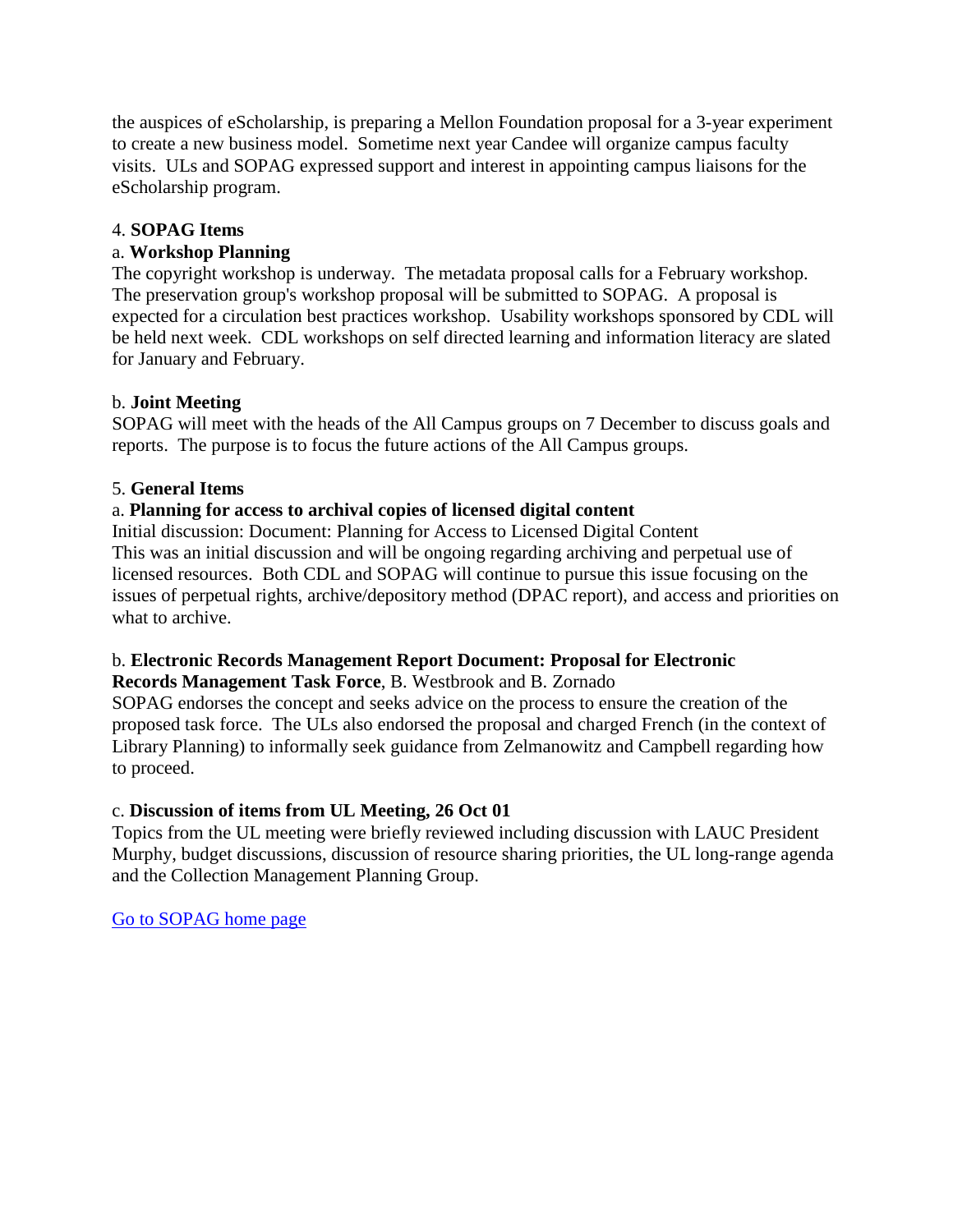the auspices of eScholarship, is preparing a Mellon Foundation proposal for a 3-year experiment to create a new business model. Sometime next year Candee will organize campus faculty visits. ULs and SOPAG expressed support and interest in appointing campus liaisons for the eScholarship program.

4. **SOPAG Items**

a. **Workshop Planning**

The copyright workshop is underway. The metadata proposal calls for a February workshop. The preservation group's workshop proposal will be submitted to SOPAG. A proposal is expected for a circulation best practices workshop. Usability workshops sponsored by CDL will be held next week. CDL workshops on self directed learning and information literacy are slated for January and February.

b. **Joint Meeting**

SOPAG will meet with the heads of the All Campus groups on 7 December to discuss goals and reports. The purpose is to focus the future actions of the All Campus groups.

5. **General Items**

a. **Planning for access to archival copies of licensed digital content**

Initial discussion: Document: Planning for Access to Licensed Digital Content
This was an initial discussion and will be ongoing regarding archiving and perpetual use of licensed resources. Both CDL and SOPAG will continue to pursue this issue focusing on the issues of perpetual rights, archive/depository method (DPAC report), and access and priorities on what to archive.

b. **Electronic Records Management Report Document: Proposal for Electronic Records Management Task Force**, B. Westbrook and B. Zornado

SOPAG endorses the concept and seeks advice on the process to ensure the creation of the proposed task force. The ULs also endorsed the proposal and charged French (in the context of Library Planning) to informally seek guidance from Zelmanowitz and Campbell regarding how to proceed.

c. **Discussion of items from UL Meeting, 26 Oct 01**

Topics from the UL meeting were briefly reviewed including discussion with LAUC President Murphy, budget discussions, discussion of resource sharing priorities, the UL long-range agenda and the Collection Management Planning Group.

Go to SOPAG home page